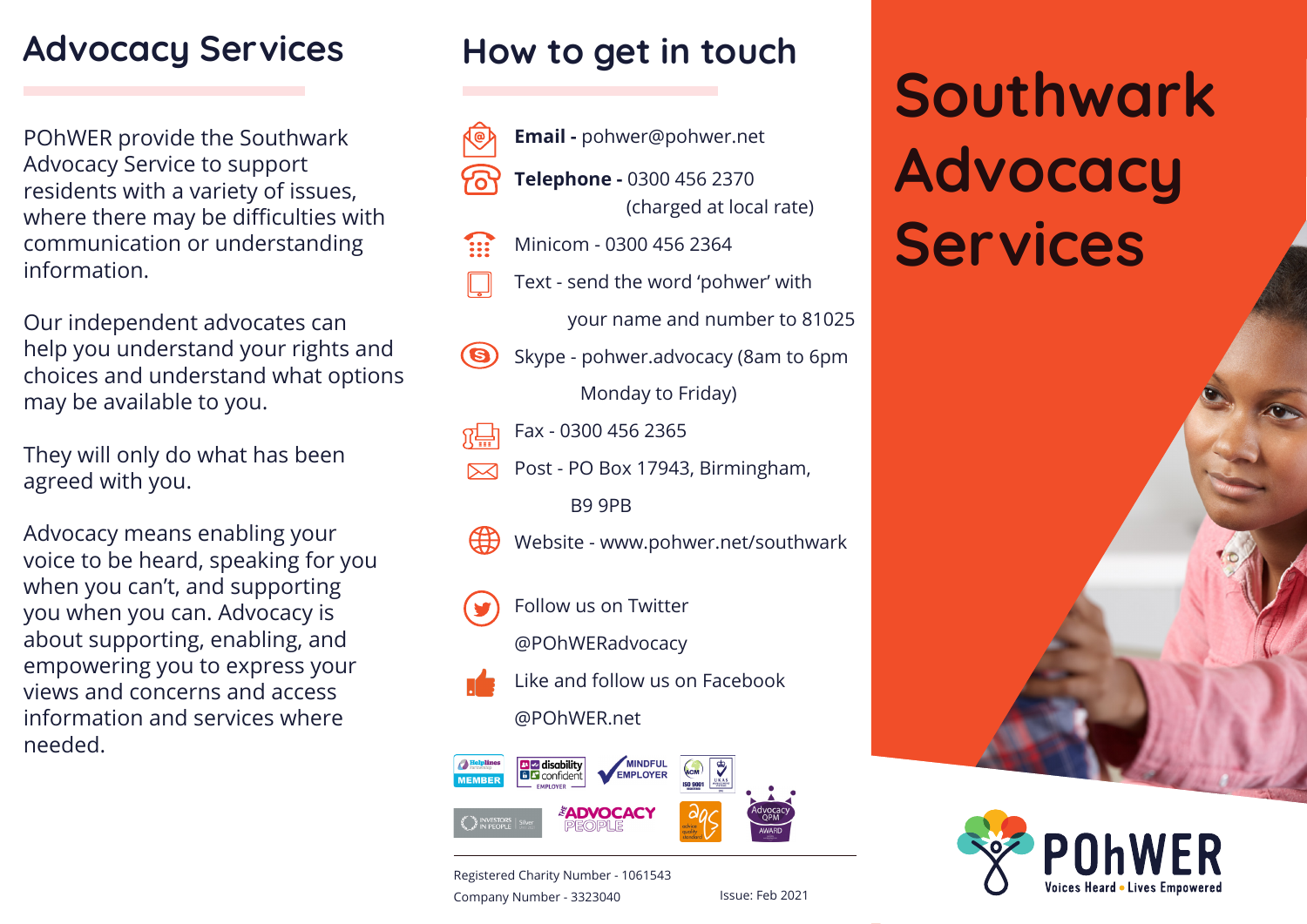## Advocacy Services

POhWER provide the Southwark Advocacy Service to support residents with a variety of issues, where there may be difficulties with communication or understanding information.

Our independent advocates can help you understand your rights and choices and understand what options may be available to you.

They will only do what has been agreed with you.

Advocacy means enabling your voice to be heard, speaking for you when you can't, and supporting you when you can. Advocacy is about supporting, enabling, and empowering you to express your views and concerns and access information and services where needed.

## How to get in touch

**Email -** pohwer@pohwer.net

**Telephone -** 0300 456 2370 (charged at local rate)

Minicom - 0300 456 2364

Text - send the word 'pohwer' with your name and number to 81025

Skype - pohwer.advocacy (8am to 6pm Monday to Friday)

Fax - 0300 456 2365

Post - PO Box 17943, Birmingham, B9 9PB

Website - www.pohwer.net/southwark

Follow us on Twitter @POhWERadvocacy

Like and follow us on Facebook @POhWER.net

Registered Charity Number - 1061543

Company Number - 3323040

Issue: Feb 2021

# Southwark Advocacy Services

POhWER

Voices Heard • Lives Empowered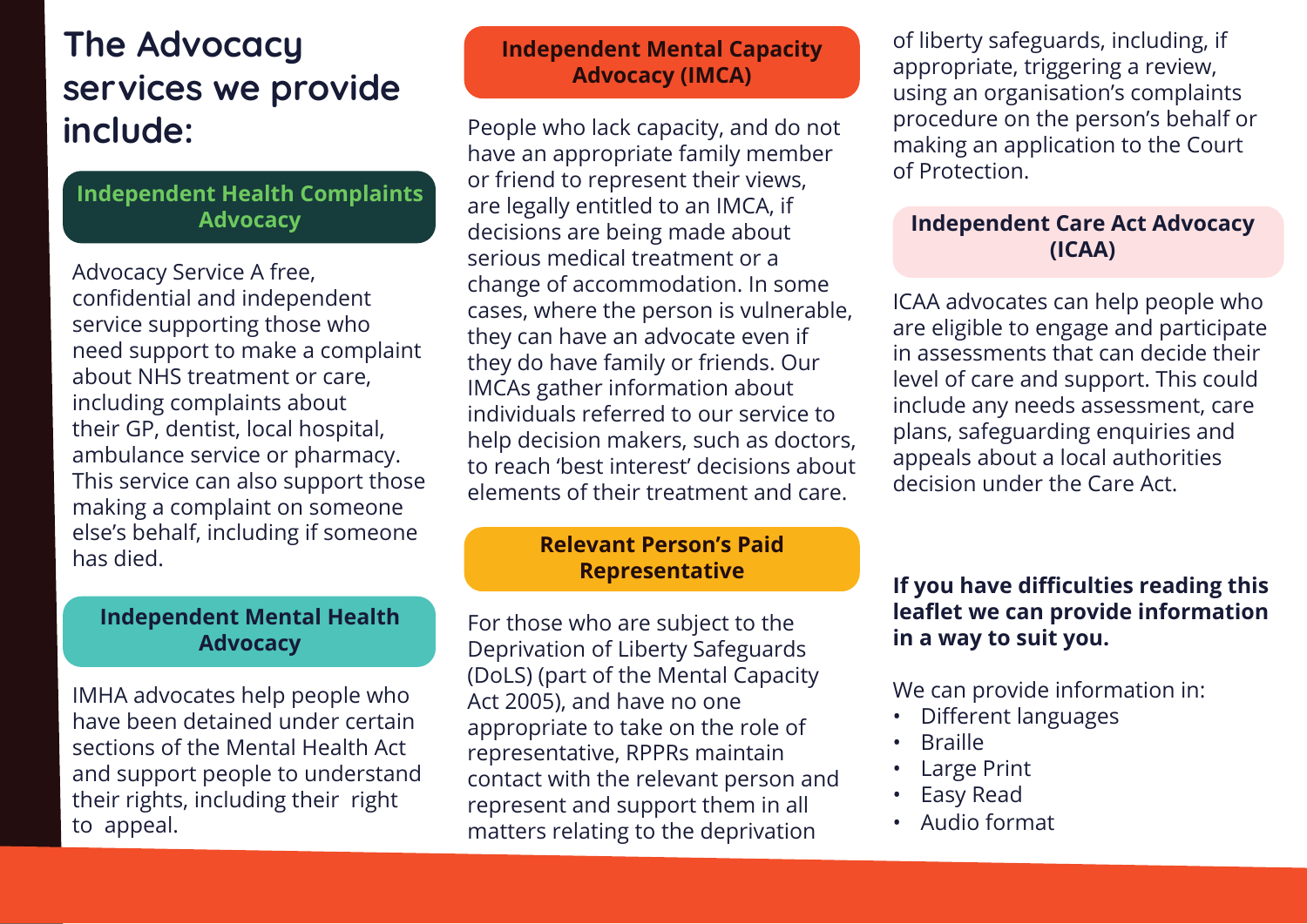# The Advocacy services we provide include:

### Independent Health Complaints Advocacy

Advocacy Service A free, confidential and independent service supporting those who need support to make a complaint about NHS treatment or care, including complaints about their GP, dentist, local hospital, ambulance service or pharmacy. This service can also support those making a complaint on someone else's behalf, including if someone has died.

### Independent Mental Health Advocacy

IMHA advocates help people who have been detained under certain sections of the Mental Health Act and support people to understand their rights, including their right to appeal.

### Independent Mental Capacity Advocacy (IMCA)

People who lack capacity, and do not have an appropriate family member or friend to represent their views, are legally entitled to an IMCA, if decisions are being made about serious medical treatment or a change of accommodation. In some cases, where the person is vulnerable, they can have an advocate even if they do have family or friends. Our IMCAs gather information about individuals referred to our service to help decision makers, such as doctors, to reach 'best interest' decisions about elements of their treatment and care.

### Relevant Person's Paid Representative

For those who are subject to the Deprivation of Liberty Safeguards (DoLS) (part of the Mental Capacity Act 2005), and have no one appropriate to take on the role of representative, RPPRs maintain contact with the relevant person and represent and support them in all matters relating to the deprivation of liberty safeguards, including, if appropriate, triggering a review, using an organisation's complaints procedure on the person's behalf or making an application to the Court of Protection.

### Independent Care Act Advocacy (ICAA)

ICAA advocates can help people who are eligible to engage and participate in assessments that can decide their level of care and support. This could include any needs assessment, care plans, safeguarding enquiries and appeals about a local authorities decision under the Care Act.

**If you have difficulties reading this leaflet we can provide information in a way to suit you.**

We can provide information in:

- Different languages
- Braille
- Large Print
- Easy Read
- Audio format